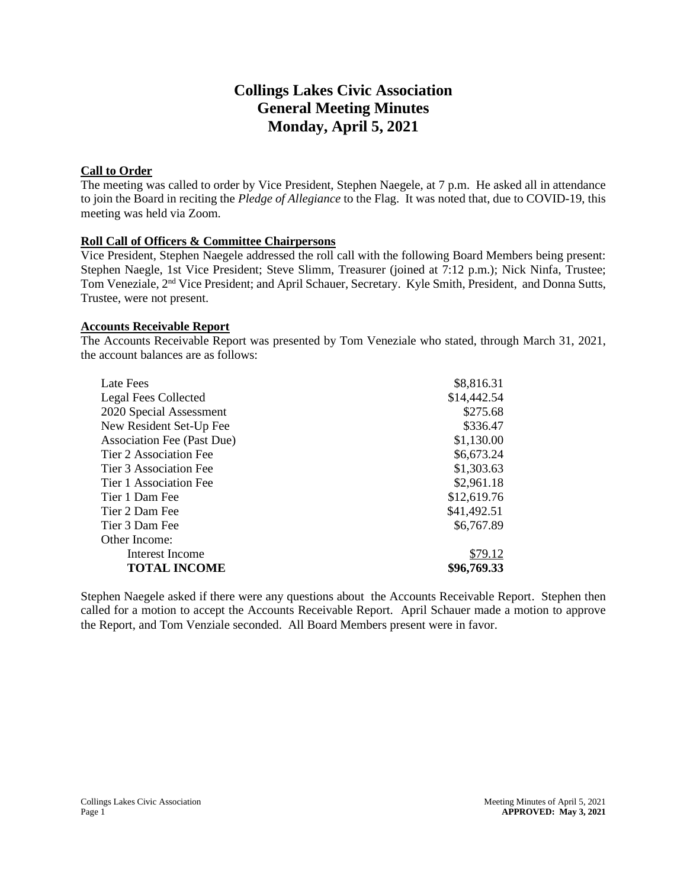# Collings Lakes Civic Association
# General Meeting Minutes
# Monday, April 5, 2021

**Call to Order**

The meeting was called to order by Vice President, Stephen Naegele, at 7 p.m. He asked all in attendance to join the Board in reciting the *Pledge of Allegiance* to the Flag. It was noted that, due to COVID-19, this meeting was held via Zoom.

**Roll Call of Officers & Committee Chairpersons**

Vice President, Stephen Naegele addressed the roll call with the following Board Members being present: Stephen Naegle, 1st Vice President; Steve Slimm, Treasurer (joined at 7:12 p.m.); Nick Ninfa, Trustee; Tom Veneziale, 2nd Vice President; and April Schauer, Secretary. Kyle Smith, President, and Donna Sutts, Trustee, were not present.

**Accounts Receivable Report**

The Accounts Receivable Report was presented by Tom Veneziale who stated, through March 31, 2021, the account balances are as follows:

| | |
|---|---:|
| Late Fees | $8,816.31 |
| Legal Fees Collected | $14,442.54 |
| 2020 Special Assessment | $275.68 |
| New Resident Set-Up Fee | $336.47 |
| Association Fee (Past Due) | $1,130.00 |
| Tier 2 Association Fee | $6,673.24 |
| Tier 3 Association Fee | $1,303.63 |
| Tier 1 Association Fee | $2,961.18 |
| Tier 1 Dam Fee | $12,619.76 |
| Tier 2 Dam Fee | $41,492.51 |
| Tier 3 Dam Fee | $6,767.89 |
| Other Income: | |
| Interest Income | $79.12 |
| **TOTAL INCOME** | **$96,769.33** |

Stephen Naegele asked if there were any questions about the Accounts Receivable Report. Stephen then called for a motion to accept the Accounts Receivable Report. April Schauer made a motion to approve the Report, and Tom Venziale seconded. All Board Members present were in favor.

**APPROVED: May 3, 2021**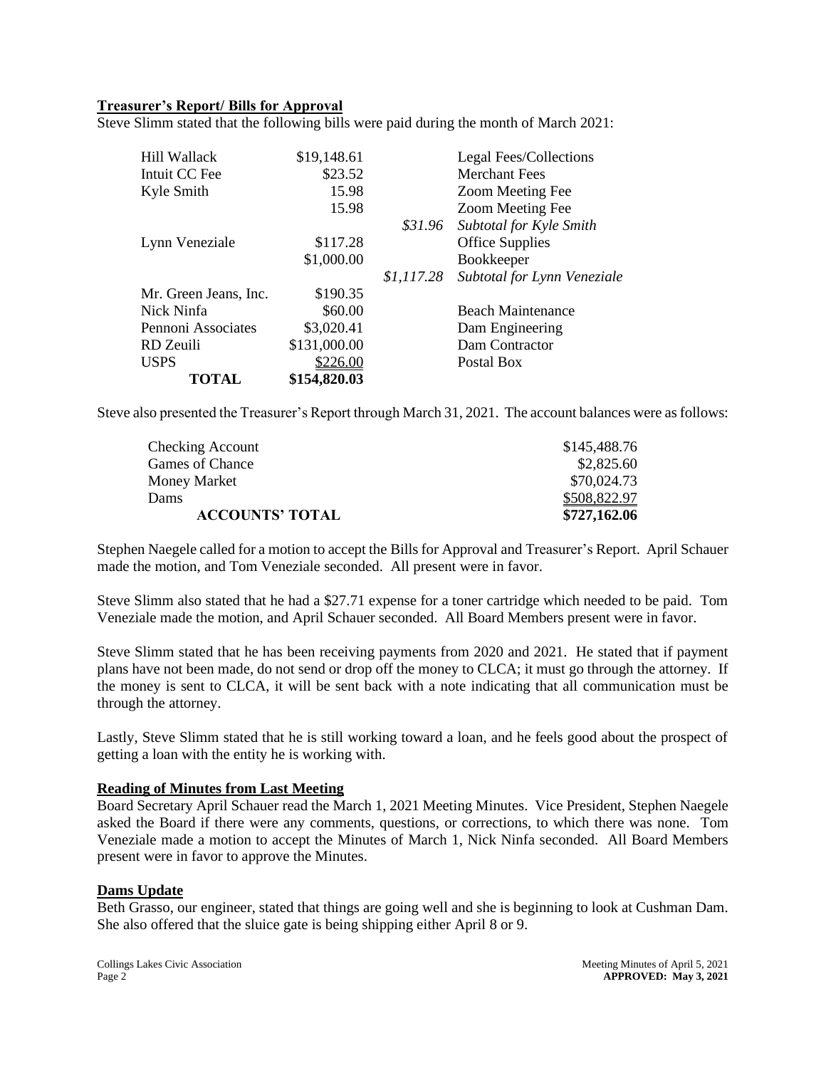## Treasurer's Report/ Bills for Approval

Steve Slimm stated that the following bills were paid during the month of March 2021:

| | | | |
|---|---|---|---|
| Hill Wallack | \$19,148.61 | | Legal Fees/Collections |
| Intuit CC Fee | \$23.52 | | Merchant Fees |
| Kyle Smith | 15.98 | | Zoom Meeting Fee |
| | 15.98 | | Zoom Meeting Fee |
| | | *\$31.96* | *Subtotal for Kyle Smith* |
| Lynn Veneziale | \$117.28 | | Office Supplies |
| | \$1,000.00 | | Bookkeeper |
| | | *\$1,117.28* | *Subtotal for Lynn Veneziale* |
| Mr. Green Jeans, Inc. | \$190.35 | | |
| Nick Ninfa | \$60.00 | | Beach Maintenance |
| Pennoni Associates | \$3,020.41 | | Dam Engineering |
| RD Zeuili | \$131,000.00 | | Dam Contractor |
| USPS | \$226.00 | | Postal Box |
| **TOTAL** | **\$154,820.03** | | |

Steve also presented the Treasurer's Report through March 31, 2021. The account balances were as follows:

| | |
|---|---|
| Checking Account | \$145,488.76 |
| Games of Chance | \$2,825.60 |
| Money Market | \$70,024.73 |
| Dams | \$508,822.97 |
| **ACCOUNTS' TOTAL** | **\$727,162.06** |

Stephen Naegele called for a motion to accept the Bills for Approval and Treasurer's Report. April Schauer made the motion, and Tom Veneziale seconded. All present were in favor.

Steve Slimm also stated that he had a \$27.71 expense for a toner cartridge which needed to be paid. Tom Veneziale made the motion, and April Schauer seconded. All Board Members present were in favor.

Steve Slimm stated that he has been receiving payments from 2020 and 2021. He stated that if payment plans have not been made, do not send or drop off the money to CLCA; it must go through the attorney. If the money is sent to CLCA, it will be sent back with a note indicating that all communication must be through the attorney.

Lastly, Steve Slimm stated that he is still working toward a loan, and he feels good about the prospect of getting a loan with the entity he is working with.

## Reading of Minutes from Last Meeting

Board Secretary April Schauer read the March 1, 2021 Meeting Minutes. Vice President, Stephen Naegele asked the Board if there were any comments, questions, or corrections, to which there was none. Tom Veneziale made a motion to accept the Minutes of March 1, Nick Ninfa seconded. All Board Members present were in favor to approve the Minutes.

## Dams Update

Beth Grasso, our engineer, stated that things are going well and she is beginning to look at Cushman Dam. She also offered that the sluice gate is being shipping either April 8 or 9.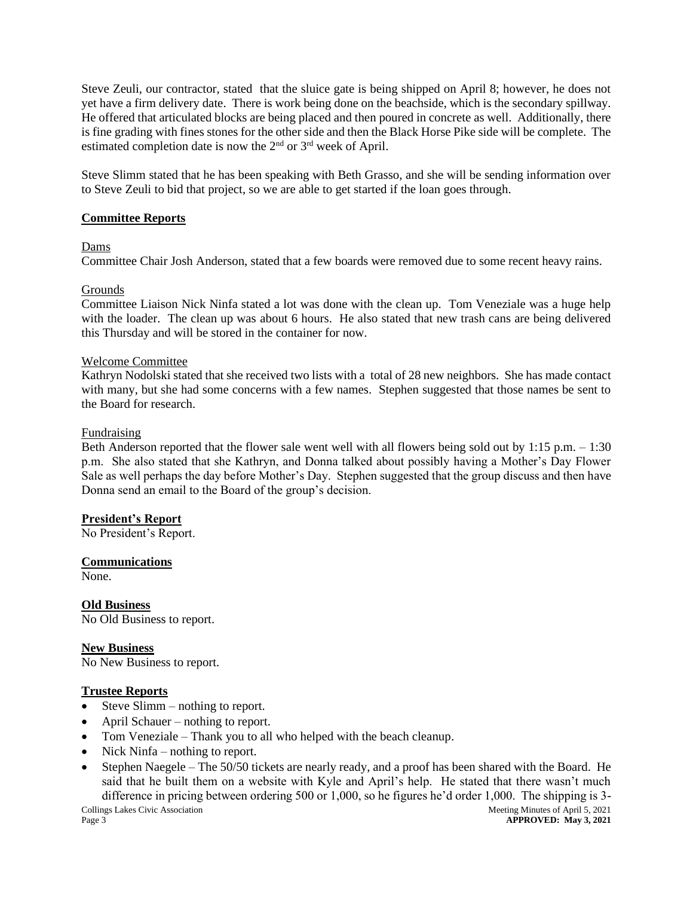Steve Zeuli, our contractor, stated that the sluice gate is being shipped on April 8; however, he does not yet have a firm delivery date. There is work being done on the beachside, which is the secondary spillway. He offered that articulated blocks are being placed and then poured in concrete as well. Additionally, there is fine grading with fines stones for the other side and then the Black Horse Pike side will be complete. The estimated completion date is now the 2nd or 3rd week of April.

Steve Slimm stated that he has been speaking with Beth Grasso, and she will be sending information over to Steve Zeuli to bid that project, so we are able to get started if the loan goes through.

## Committee Reports

Dams

Committee Chair Josh Anderson, stated that a few boards were removed due to some recent heavy rains.

Grounds

Committee Liaison Nick Ninfa stated a lot was done with the clean up. Tom Veneziale was a huge help with the loader. The clean up was about 6 hours. He also stated that new trash cans are being delivered this Thursday and will be stored in the container for now.

Welcome Committee

Kathryn Nodolski stated that she received two lists with a total of 28 new neighbors. She has made contact with many, but she had some concerns with a few names. Stephen suggested that those names be sent to the Board for research.

Fundraising

Beth Anderson reported that the flower sale went well with all flowers being sold out by 1:15 p.m. – 1:30 p.m. She also stated that she Kathryn, and Donna talked about possibly having a Mother's Day Flower Sale as well perhaps the day before Mother's Day. Stephen suggested that the group discuss and then have Donna send an email to the Board of the group's decision.

## President's Report

No President's Report.

## Communications

None.

## Old Business

No Old Business to report.

## New Business

No New Business to report.

## Trustee Reports

- Steve Slimm – nothing to report.
- April Schauer – nothing to report.
- Tom Veneziale – Thank you to all who helped with the beach cleanup.
- Nick Ninfa – nothing to report.
- Stephen Naegele – The 50/50 tickets are nearly ready, and a proof has been shared with the Board. He said that he built them on a website with Kyle and April's help. He stated that there wasn't much difference in pricing between ordering 500 or 1,000, so he figures he'd order 1,000. The shipping is 3-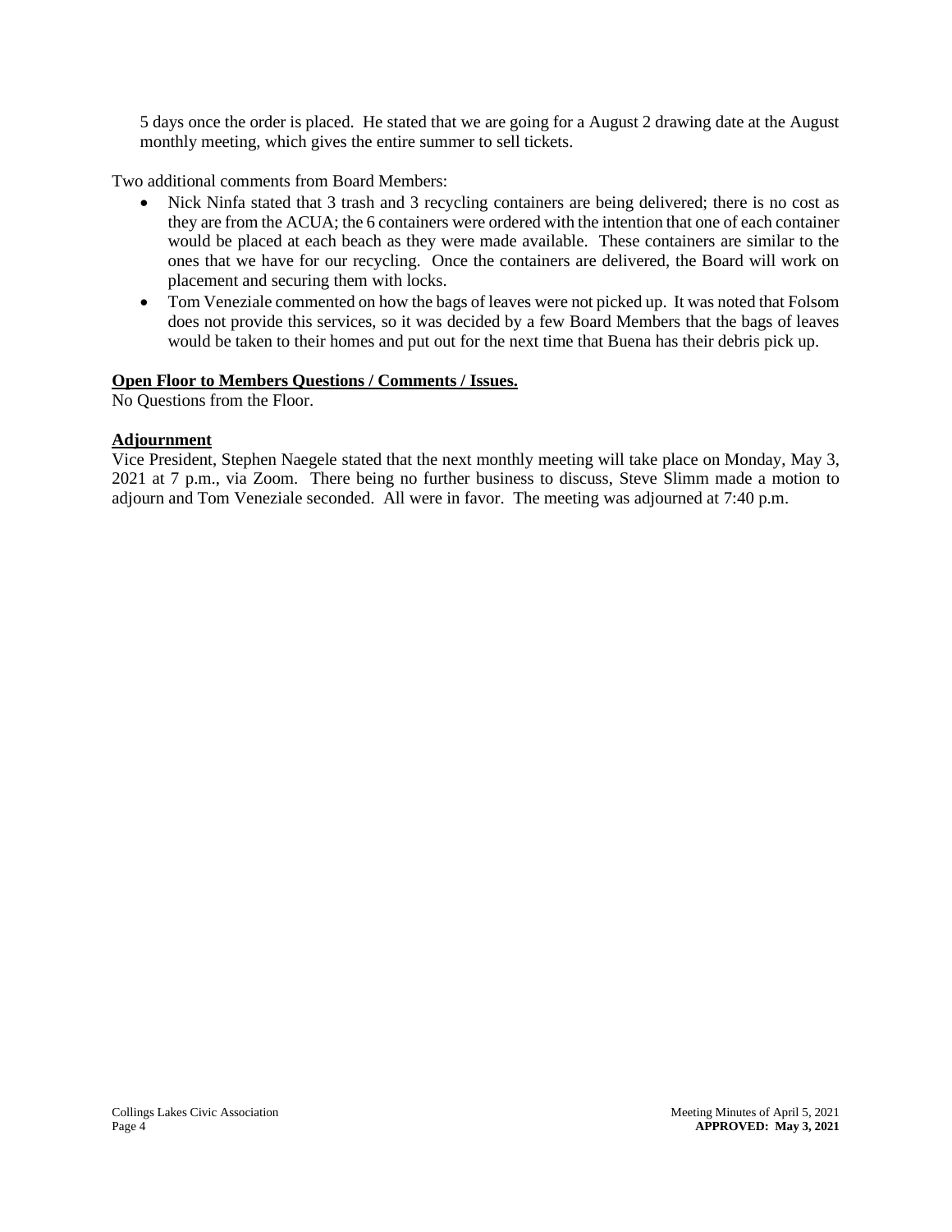5 days once the order is placed. He stated that we are going for a August 2 drawing date at the August monthly meeting, which gives the entire summer to sell tickets.

Two additional comments from Board Members:

- Nick Ninfa stated that 3 trash and 3 recycling containers are being delivered; there is no cost as they are from the ACUA; the 6 containers were ordered with the intention that one of each container would be placed at each beach as they were made available. These containers are similar to the ones that we have for our recycling. Once the containers are delivered, the Board will work on placement and securing them with locks.
- Tom Veneziale commented on how the bags of leaves were not picked up. It was noted that Folsom does not provide this services, so it was decided by a few Board Members that the bags of leaves would be taken to their homes and put out for the next time that Buena has their debris pick up.

**Open Floor to Members Questions / Comments / Issues.**

No Questions from the Floor.

**Adjournment**

Vice President, Stephen Naegele stated that the next monthly meeting will take place on Monday, May 3, 2021 at 7 p.m., via Zoom. There being no further business to discuss, Steve Slimm made a motion to adjourn and Tom Veneziale seconded. All were in favor. The meeting was adjourned at 7:40 p.m.

**APPROVED: May 3, 2021**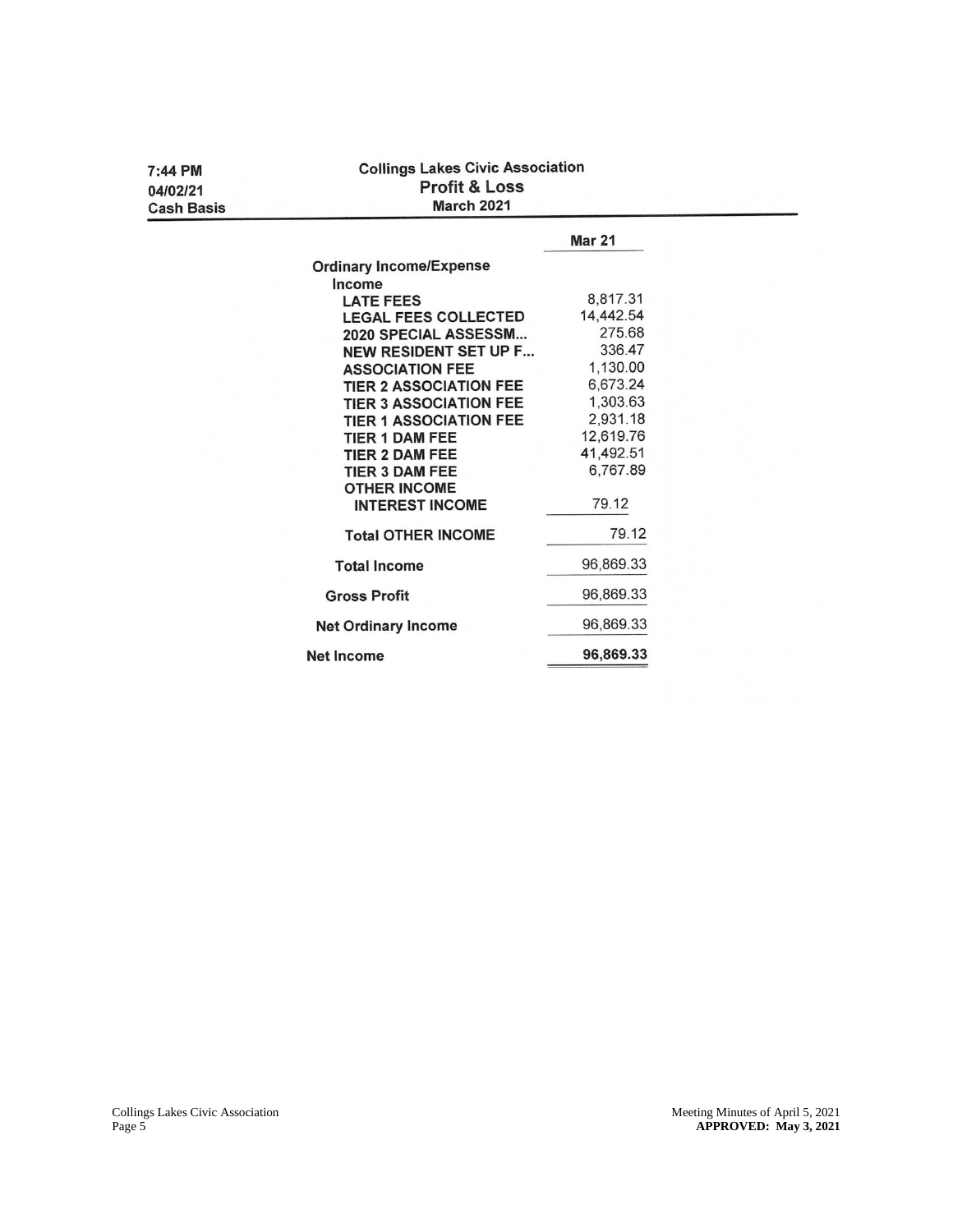7:44 PM
04/02/21
Cash Basis

## Collings Lakes Civic Association
## Profit & Loss
### March 2021

| | Mar 21 |
|---|---|
| **Ordinary Income/Expense** | |
| **Income** | |
| **LATE FEES** | 8,817.31 |
| **LEGAL FEES COLLECTED** | 14,442.54 |
| **2020 SPECIAL ASSESSM...** | 275.68 |
| **NEW RESIDENT SET UP F...** | 336.47 |
| **ASSOCIATION FEE** | 1,130.00 |
| **TIER 2 ASSOCIATION FEE** | 6,673.24 |
| **TIER 3 ASSOCIATION FEE** | 1,303.63 |
| **TIER 1 ASSOCIATION FEE** | 2,931.18 |
| **TIER 1 DAM FEE** | 12,619.76 |
| **TIER 2 DAM FEE** | 41,492.51 |
| **TIER 3 DAM FEE** | 6,767.89 |
| **OTHER INCOME** | |
| **INTEREST INCOME** | 79.12 |
| **Total OTHER INCOME** | 79.12 |
| **Total Income** | 96,869.33 |
| **Gross Profit** | 96,869.33 |
| **Net Ordinary Income** | 96,869.33 |
| **Net Income** | **96,869.33** |

Meeting Minutes of April 5, 2021
**APPROVED: May 3, 2021**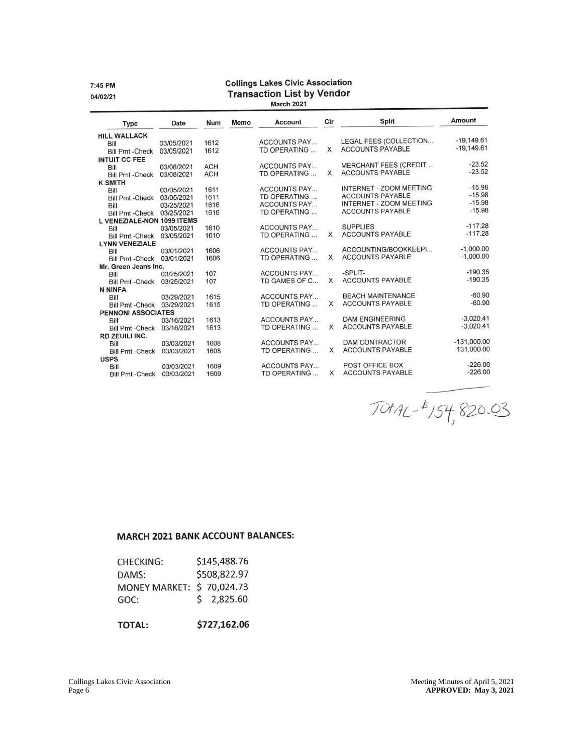7:45 PM
04/02/21

## Collings Lakes Civic Association
## Transaction List by Vendor
March 2021

| Type | Date | Num | Memo | Account | Clr | Split | Amount |
|---|---|---|---|---|---|---|---|
| **HILL WALLACK** | | | | | | | |
| Bill | 03/05/2021 | 1612 | | ACCOUNTS PAY... | | LEGAL FEES (COLLECTION... | -19,149.61 |
| Bill Pmt -Check | 03/05/2021 | 1612 | | TD OPERATING ... | X | ACCOUNTS PAYABLE | -19,149.61 |
| **INTUIT CC FEE** | | | | | | | |
| Bill | 03/08/2021 | ACH | | ACCOUNTS PAY... | | MERCHANT FEES (CREDIT ... | -23.52 |
| Bill Pmt -Check | 03/08/2021 | ACH | | TD OPERATING ... | X | ACCOUNTS PAYABLE | -23.52 |
| **K SMITH** | | | | | | | |
| Bill | 03/05/2021 | 1611 | | ACCOUNTS PAY... | | INTERNET - ZOOM MEETING | -15.98 |
| Bill Pmt -Check | 03/05/2021 | 1611 | | TD OPERATING ... | | ACCOUNTS PAYABLE | -15.98 |
| Bill | 03/25/2021 | 1616 | | ACCOUNTS PAY... | | INTERNET - ZOOM MEETING | -15.98 |
| Bill Pmt -Check | 03/25/2021 | 1616 | | TD OPERATING ... | | ACCOUNTS PAYABLE | -15.98 |
| **L VENEZIALE-NON 1099 ITEMS** | | | | | | | |
| Bill | 03/05/2021 | 1610 | | ACCOUNTS PAY... | | SUPPLIES | -117.28 |
| Bill Pmt -Check | 03/05/2021 | 1610 | | TD OPERATING ... | X | ACCOUNTS PAYABLE | -117.28 |
| **LYNN VENEZIALE** | | | | | | | |
| Bill | 03/01/2021 | 1606 | | ACCOUNTS PAY... | | ACCOUNTING/BOOKKEEPI... | -1,000.00 |
| Bill Pmt -Check | 03/01/2021 | 1606 | | TD OPERATING ... | X | ACCOUNTS PAYABLE | -1,000.00 |
| **Mr. Green Jeans Inc.** | | | | | | | |
| Bill | 03/25/2021 | 107 | | ACCOUNTS PAY... | | -SPLIT- | -190.35 |
| Bill Pmt -Check | 03/25/2021 | 107 | | TD GAMES OF C... | X | ACCOUNTS PAYABLE | -190.35 |
| **N NINFA** | | | | | | | |
| Bill | 03/29/2021 | 1615 | | ACCOUNTS PAY... | | BEACH MAINTENANCE | -60.90 |
| Bill Pmt -Check | 03/29/2021 | 1615 | | TD OPERATING ... | X | ACCOUNTS PAYABLE | -60.90 |
| **PENNONI ASSOCIATES** | | | | | | | |
| Bill | 03/16/2021 | 1613 | | ACCOUNTS PAY... | | DAM ENGINEERING | -3,020.41 |
| Bill Pmt -Check | 03/16/2021 | 1613 | | TD OPERATING ... | X | ACCOUNTS PAYABLE | -3,020.41 |
| **RD ZEUILI INC.** | | | | | | | |
| Bill | 03/03/2021 | 1608 | | ACCOUNTS PAY... | | DAM CONTRACTOR | -131,000.00 |
| Bill Pmt -Check | 03/03/2021 | 1608 | | TD OPERATING ... | X | ACCOUNTS PAYABLE | -131,000.00 |
| **USPS** | | | | | | | |
| Bill | 03/03/2021 | 1609 | | ACCOUNTS PAY... | | POST OFFICE BOX | -226.00 |
| Bill Pmt -Check | 03/03/2021 | 1609 | | TD OPERATING ... | X | ACCOUNTS PAYABLE | -226.00 |

TOTAL - $154,820.03

## MARCH 2021 BANK ACCOUNT BALANCES:

| | |
|---|---|
| CHECKING: | $145,488.76 |
| DAMS: | $508,822.97 |
| MONEY MARKET: | $ 70,024.73 |
| GOC: | $ 2,825.60 |
| **TOTAL:** | **$727,162.06** |

Collings Lakes Civic Association
Meeting Minutes of April 5, 2021
**APPROVED: May 3, 2021**